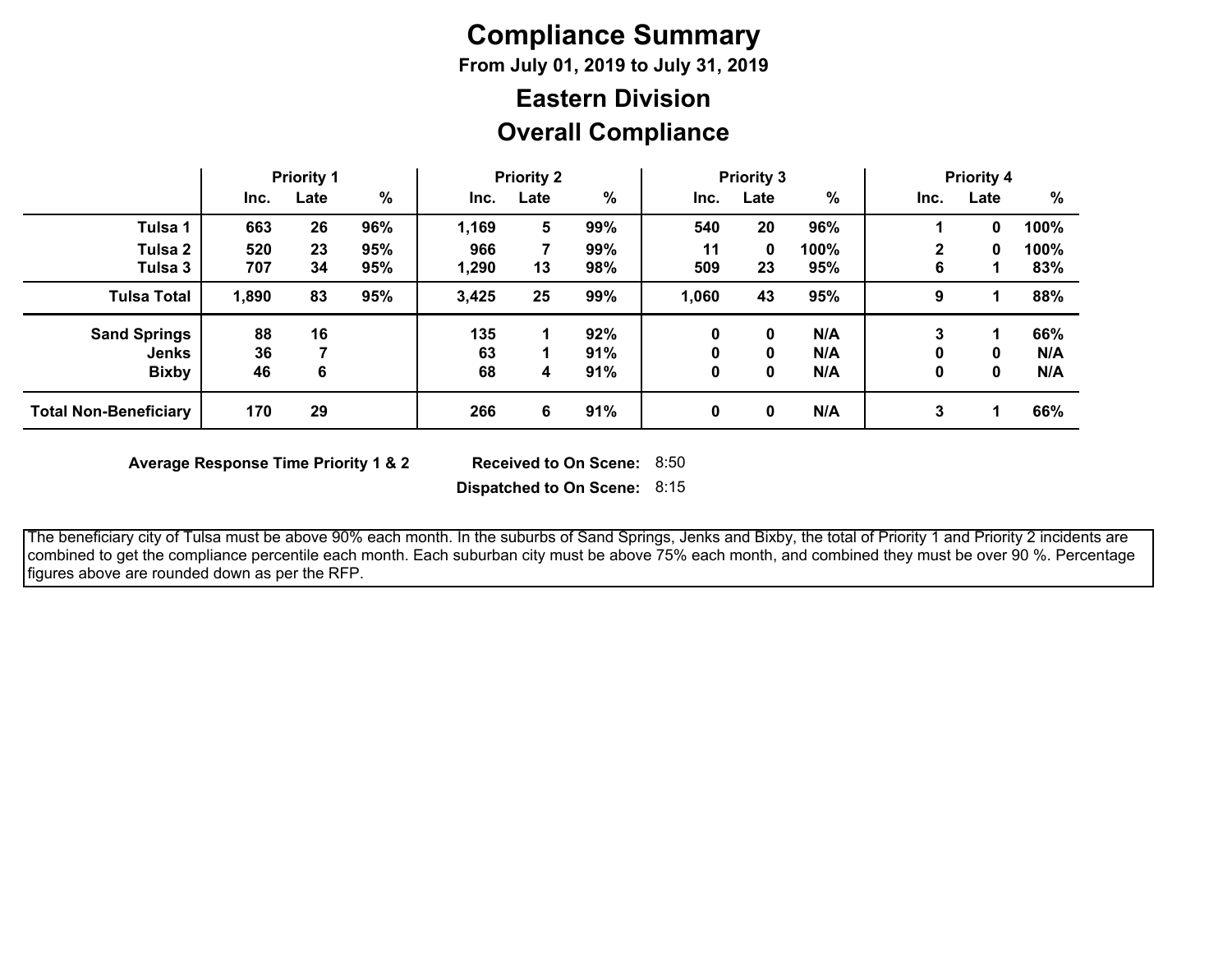# Compliance Summary

**From July 01, 2019 to July 31, 2019**

## Eastern Division

## Overall Compliance

| | Priority 1 | | | Priority 2 | | | Priority 3 | | | Priority 4 | | |
|---|---|---|---|---|---|---|---|---|---|---|---|---|
| | Inc. | Late | % | Inc. | Late | % | Inc. | Late | % | Inc. | Late | % |
| **Tulsa 1** | 663 | 26 | 96% | 1,169 | 5 | 99% | 540 | 20 | 96% | 1 | 0 | 100% |
| **Tulsa 2** | 520 | 23 | 95% | 966 | 7 | 99% | 11 | 0 | 100% | 2 | 0 | 100% |
| **Tulsa 3** | 707 | 34 | 95% | 1,290 | 13 | 98% | 509 | 23 | 95% | 6 | 1 | 83% |
| **Tulsa Total** | 1,890 | 83 | 95% | 3,425 | 25 | 99% | 1,060 | 43 | 95% | 9 | 1 | 88% |
| **Sand Springs** | 88 | 16 | | 135 | 1 | 92% | 0 | 0 | N/A | 3 | 1 | 66% |
| **Jenks** | 36 | 7 | | 63 | 1 | 91% | 0 | 0 | N/A | 0 | 0 | N/A |
| **Bixby** | 46 | 6 | | 68 | 4 | 91% | 0 | 0 | N/A | 0 | 0 | N/A |
| **Total Non-Beneficiary** | 170 | 29 | | 266 | 6 | 91% | 0 | 0 | N/A | 3 | 1 | 66% |

**Average Response Time Priority 1 & 2**

**Received to On Scene:** 8:50

**Dispatched to On Scene:** 8:15

The beneficiary city of Tulsa must be above 90% each month. In the suburbs of Sand Springs, Jenks and Bixby, the total of Priority 1 and Priority 2 incidents are combined to get the compliance percentile each month. Each suburban city must be above 75% each month, and combined they must be over 90 %. Percentage figures above are rounded down as per the RFP.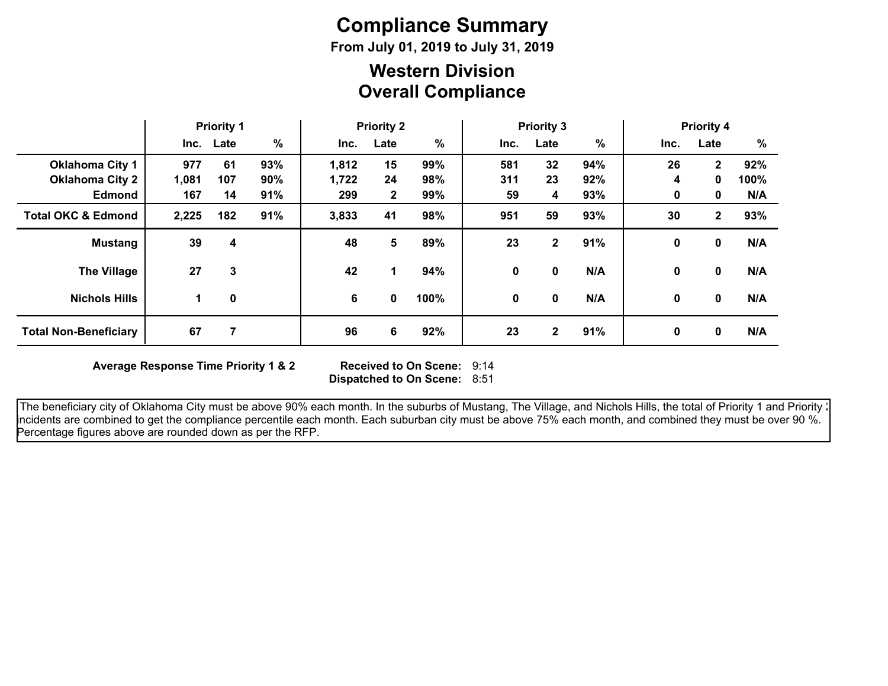# Compliance Summary

**From July 01, 2019 to July 31, 2019**

## Western Division
## Overall Compliance

| | Priority 1 | | | Priority 2 | | | Priority 3 | | | Priority 4 | | |
|---|---|---|---|---|---|---|---|---|---|---|---|---|
| | Inc. | Late | % | Inc. | Late | % | Inc. | Late | % | Inc. | Late | % |
| **Oklahoma City 1** | **977** | **61** | **93%** | **1,812** | **15** | **99%** | **581** | **32** | **94%** | **26** | **2** | **92%** |
| **Oklahoma City 2** | **1,081** | **107** | **90%** | **1,722** | **24** | **98%** | **311** | **23** | **92%** | **4** | **0** | **100%** |
| **Edmond** | **167** | **14** | **91%** | **299** | **2** | **99%** | **59** | **4** | **93%** | **0** | **0** | **N/A** |
| **Total OKC & Edmond** | **2,225** | **182** | **91%** | **3,833** | **41** | **98%** | **951** | **59** | **93%** | **30** | **2** | **93%** |
| **Mustang** | **39** | **4** | | **48** | **5** | **89%** | **23** | **2** | **91%** | **0** | **0** | **N/A** |
| **The Village** | **27** | **3** | | **42** | **1** | **94%** | **0** | **0** | **N/A** | **0** | **0** | **N/A** |
| **Nichols Hills** | **1** | **0** | | **6** | **0** | **100%** | **0** | **0** | **N/A** | **0** | **0** | **N/A** |
| **Total Non-Beneficiary** | **67** | **7** | | **96** | **6** | **92%** | **23** | **2** | **91%** | **0** | **0** | **N/A** |

**Average Response Time Priority 1 & 2**

**Received to On Scene:** 9:14
**Dispatched to On Scene:** 8:51

The beneficiary city of Oklahoma City must be above 90% each month. In the suburbs of Mustang, The Village, and Nichols Hills, the total of Priority 1 and Priority 2 incidents are combined to get the compliance percentile each month. Each suburban city must be above 75% each month, and combined they must be over 90 %. Percentage figures above are rounded down as per the RFP.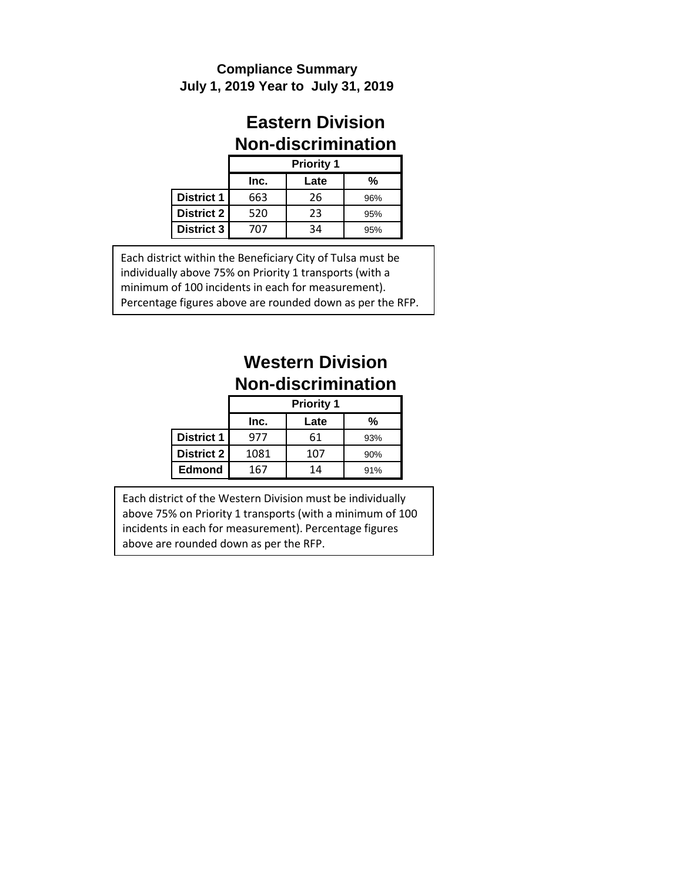**Compliance Summary**
**July 1, 2019 Year to July 31, 2019**

## Eastern Division Non-discrimination

| | Priority 1 | | |
|---|---|---|---|
| | **Inc.** | **Late** | **%** |
| **District 1** | 663 | 26 | 96% |
| **District 2** | 520 | 23 | 95% |
| **District 3** | 707 | 34 | 95% |

Each district within the Beneficiary City of Tulsa must be individually above 75% on Priority 1 transports (with a minimum of 100 incidents in each for measurement). Percentage figures above are rounded down as per the RFP.

## Western Division Non-discrimination

| | Priority 1 | | |
|---|---|---|---|
| | **Inc.** | **Late** | **%** |
| **District 1** | 977 | 61 | 93% |
| **District 2** | 1081 | 107 | 90% |
| **Edmond** | 167 | 14 | 91% |

Each district of the Western Division must be individually above 75% on Priority 1 transports (with a minimum of 100 incidents in each for measurement). Percentage figures above are rounded down as per the RFP.